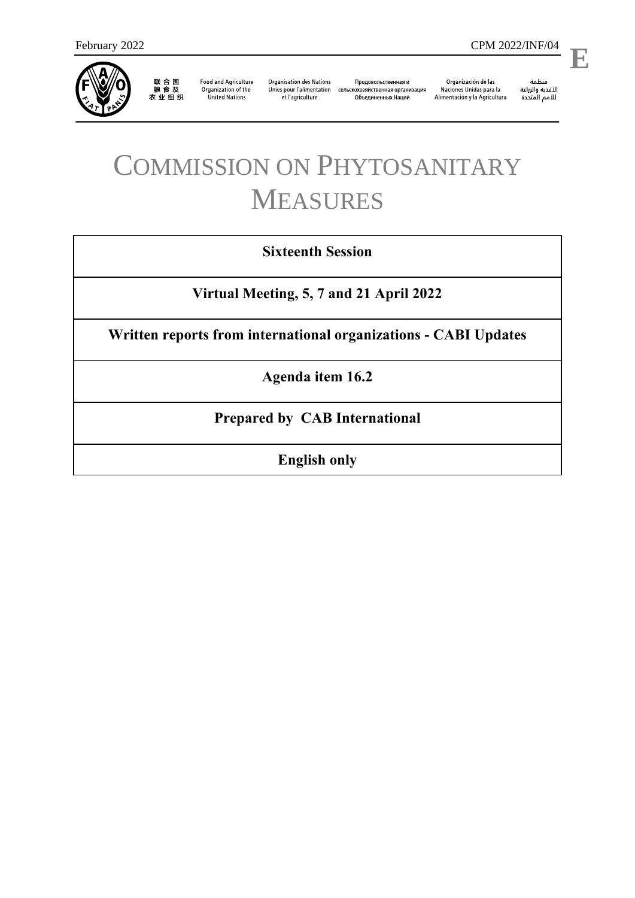February 2022 CPM 2022/INF/04

E

联合国粮食及农业组织 Food and Agriculture Organization of the United Nations Organisation des Nations Unies pour l'alimentation et l'agriculture Продовольственная и сельскохозяйственная организация Объединенных Наций Organización de las Naciones Unidas para la Alimentación y la Agricultura منظمة الأغذية والزراعة للأمم المتحدة

# COMMISSION ON PHYTOSANITARY MEASURES

| **Sixteenth Session** |
|---|
| **Virtual Meeting, 5, 7 and 21 April 2022** |
| **Written reports from international organizations - CABI Updates** |
| **Agenda item 16.2** |
| **Prepared by CAB International** |
| **English only** |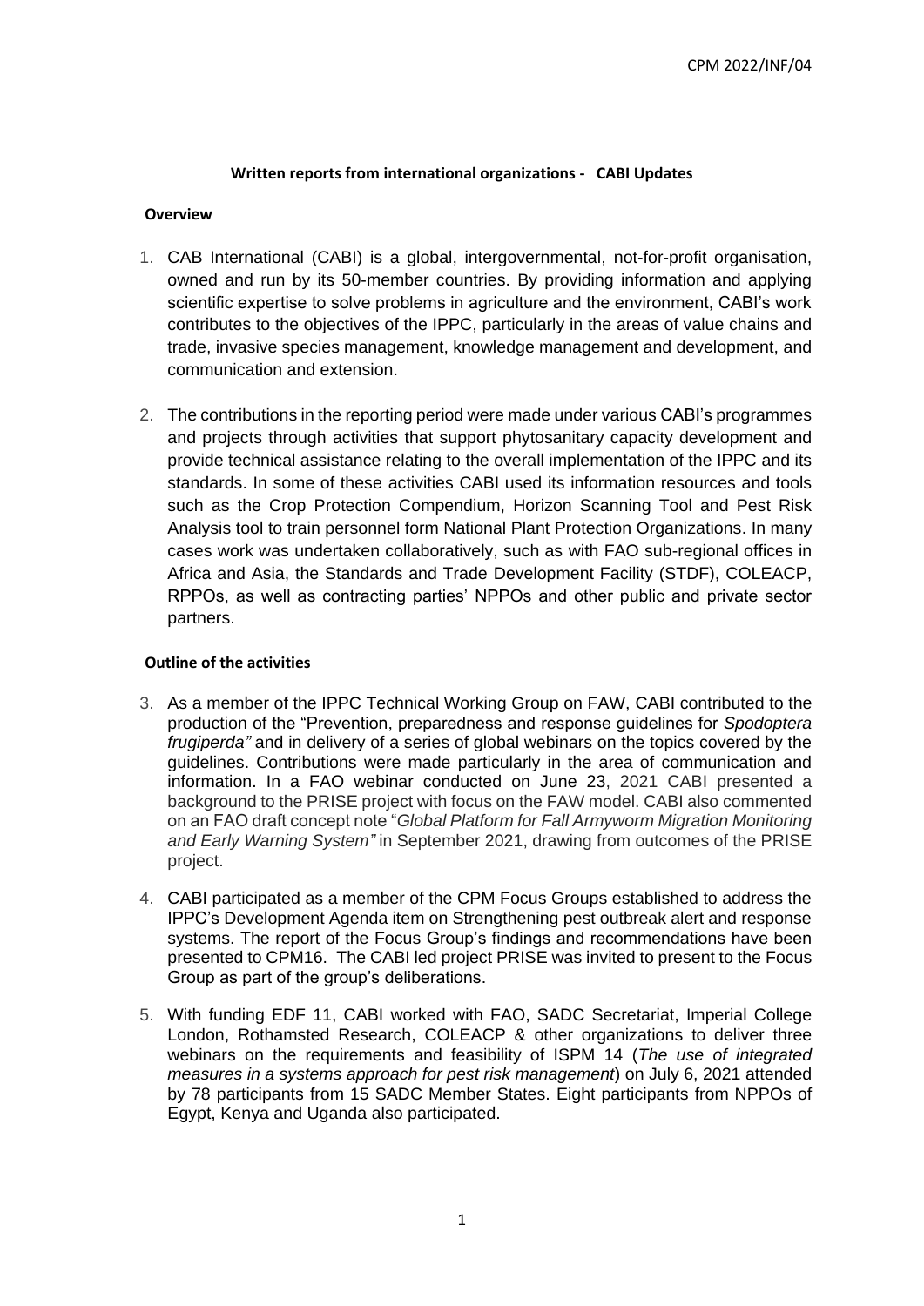**Written reports from international organizations - CABI Updates**

**Overview**

1. CAB International (CABI) is a global, intergovernmental, not-for-profit organisation, owned and run by its 50-member countries. By providing information and applying scientific expertise to solve problems in agriculture and the environment, CABI's work contributes to the objectives of the IPPC, particularly in the areas of value chains and trade, invasive species management, knowledge management and development, and communication and extension.

2. The contributions in the reporting period were made under various CABI's programmes and projects through activities that support phytosanitary capacity development and provide technical assistance relating to the overall implementation of the IPPC and its standards. In some of these activities CABI used its information resources and tools such as the Crop Protection Compendium, Horizon Scanning Tool and Pest Risk Analysis tool to train personnel form National Plant Protection Organizations. In many cases work was undertaken collaboratively, such as with FAO sub-regional offices in Africa and Asia, the Standards and Trade Development Facility (STDF), COLEACP, RPPOs, as well as contracting parties' NPPOs and other public and private sector partners.

**Outline of the activities**

3. As a member of the IPPC Technical Working Group on FAW, CABI contributed to the production of the "Prevention, preparedness and response guidelines for *Spodoptera frugiperda"* and in delivery of a series of global webinars on the topics covered by the guidelines. Contributions were made particularly in the area of communication and information. In a FAO webinar conducted on June 23, 2021 CABI presented a background to the PRISE project with focus on the FAW model. CABI also commented on an FAO draft concept note "*Global Platform for Fall Armyworm Migration Monitoring and Early Warning System"* in September 2021, drawing from outcomes of the PRISE project.

4. CABI participated as a member of the CPM Focus Groups established to address the IPPC's Development Agenda item on Strengthening pest outbreak alert and response systems. The report of the Focus Group's findings and recommendations have been presented to CPM16. The CABI led project PRISE was invited to present to the Focus Group as part of the group's deliberations.

5. With funding EDF 11, CABI worked with FAO, SADC Secretariat, Imperial College London, Rothamsted Research, COLEACP & other organizations to deliver three webinars on the requirements and feasibility of ISPM 14 (*The use of integrated measures in a systems approach for pest risk management*) on July 6, 2021 attended by 78 participants from 15 SADC Member States. Eight participants from NPPOs of Egypt, Kenya and Uganda also participated.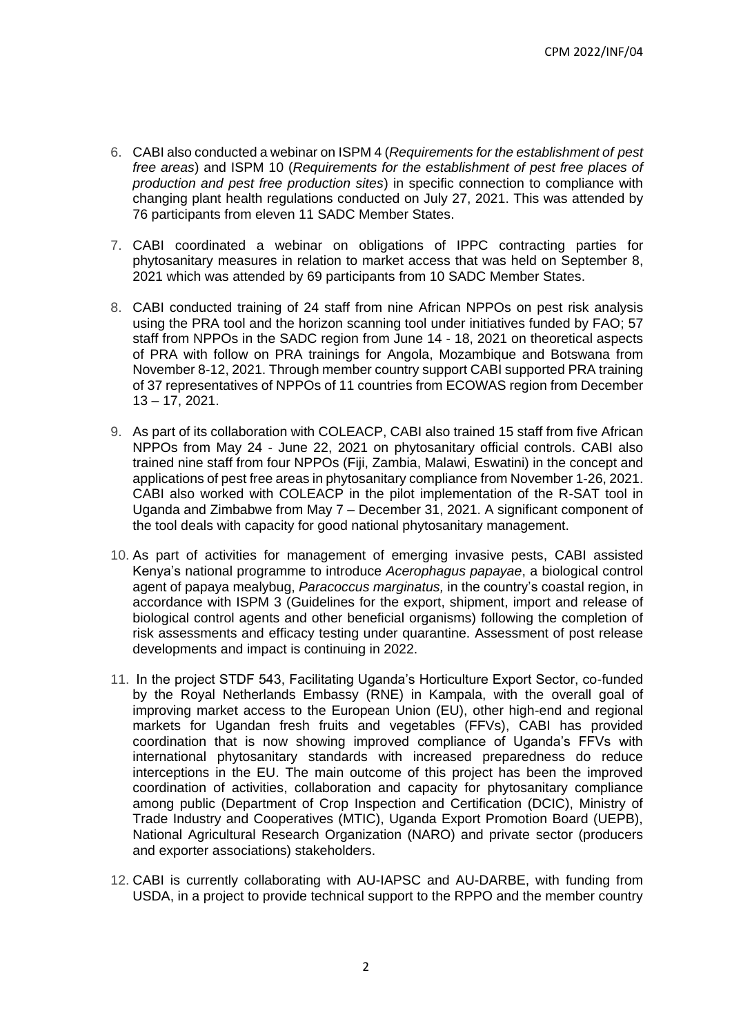6. CABI also conducted a webinar on ISPM 4 (*Requirements for the establishment of pest free areas*) and ISPM 10 (*Requirements for the establishment of pest free places of production and pest free production sites*) in specific connection to compliance with changing plant health regulations conducted on July 27, 2021. This was attended by 76 participants from eleven 11 SADC Member States.

7. CABI coordinated a webinar on obligations of IPPC contracting parties for phytosanitary measures in relation to market access that was held on September 8, 2021 which was attended by 69 participants from 10 SADC Member States.

8. CABI conducted training of 24 staff from nine African NPPOs on pest risk analysis using the PRA tool and the horizon scanning tool under initiatives funded by FAO; 57 staff from NPPOs in the SADC region from June 14 - 18, 2021 on theoretical aspects of PRA with follow on PRA trainings for Angola, Mozambique and Botswana from November 8-12, 2021. Through member country support CABI supported PRA training of 37 representatives of NPPOs of 11 countries from ECOWAS region from December 13 – 17, 2021.

9. As part of its collaboration with COLEACP, CABI also trained 15 staff from five African NPPOs from May 24 - June 22, 2021 on phytosanitary official controls. CABI also trained nine staff from four NPPOs (Fiji, Zambia, Malawi, Eswatini) in the concept and applications of pest free areas in phytosanitary compliance from November 1-26, 2021. CABI also worked with COLEACP in the pilot implementation of the R-SAT tool in Uganda and Zimbabwe from May 7 – December 31, 2021. A significant component of the tool deals with capacity for good national phytosanitary management.

10. As part of activities for management of emerging invasive pests, CABI assisted Kenya's national programme to introduce *Acerophagus papayae*, a biological control agent of papaya mealybug, *Paracoccus marginatus,* in the country's coastal region, in accordance with ISPM 3 (Guidelines for the export, shipment, import and release of biological control agents and other beneficial organisms) following the completion of risk assessments and efficacy testing under quarantine. Assessment of post release developments and impact is continuing in 2022.

11. In the project STDF 543, Facilitating Uganda's Horticulture Export Sector, co-funded by the Royal Netherlands Embassy (RNE) in Kampala, with the overall goal of improving market access to the European Union (EU), other high-end and regional markets for Ugandan fresh fruits and vegetables (FFVs), CABI has provided coordination that is now showing improved compliance of Uganda's FFVs with international phytosanitary standards with increased preparedness do reduce interceptions in the EU. The main outcome of this project has been the improved coordination of activities, collaboration and capacity for phytosanitary compliance among public (Department of Crop Inspection and Certification (DCIC), Ministry of Trade Industry and Cooperatives (MTIC), Uganda Export Promotion Board (UEPB), National Agricultural Research Organization (NARO) and private sector (producers and exporter associations) stakeholders.

12. CABI is currently collaborating with AU-IAPSC and AU-DARBE, with funding from USDA, in a project to provide technical support to the RPPO and the member country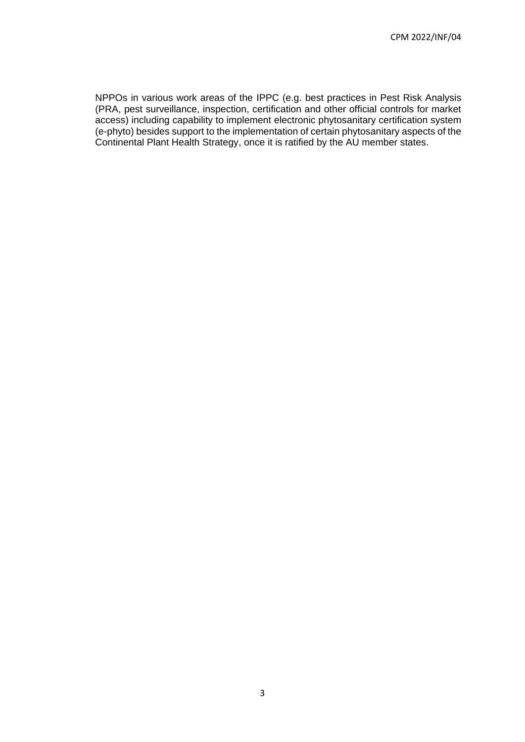NPPOs in various work areas of the IPPC (e.g. best practices in Pest Risk Analysis (PRA, pest surveillance, inspection, certification and other official controls for market access) including capability to implement electronic phytosanitary certification system (e-phyto) besides support to the implementation of certain phytosanitary aspects of the Continental Plant Health Strategy, once it is ratified by the AU member states.